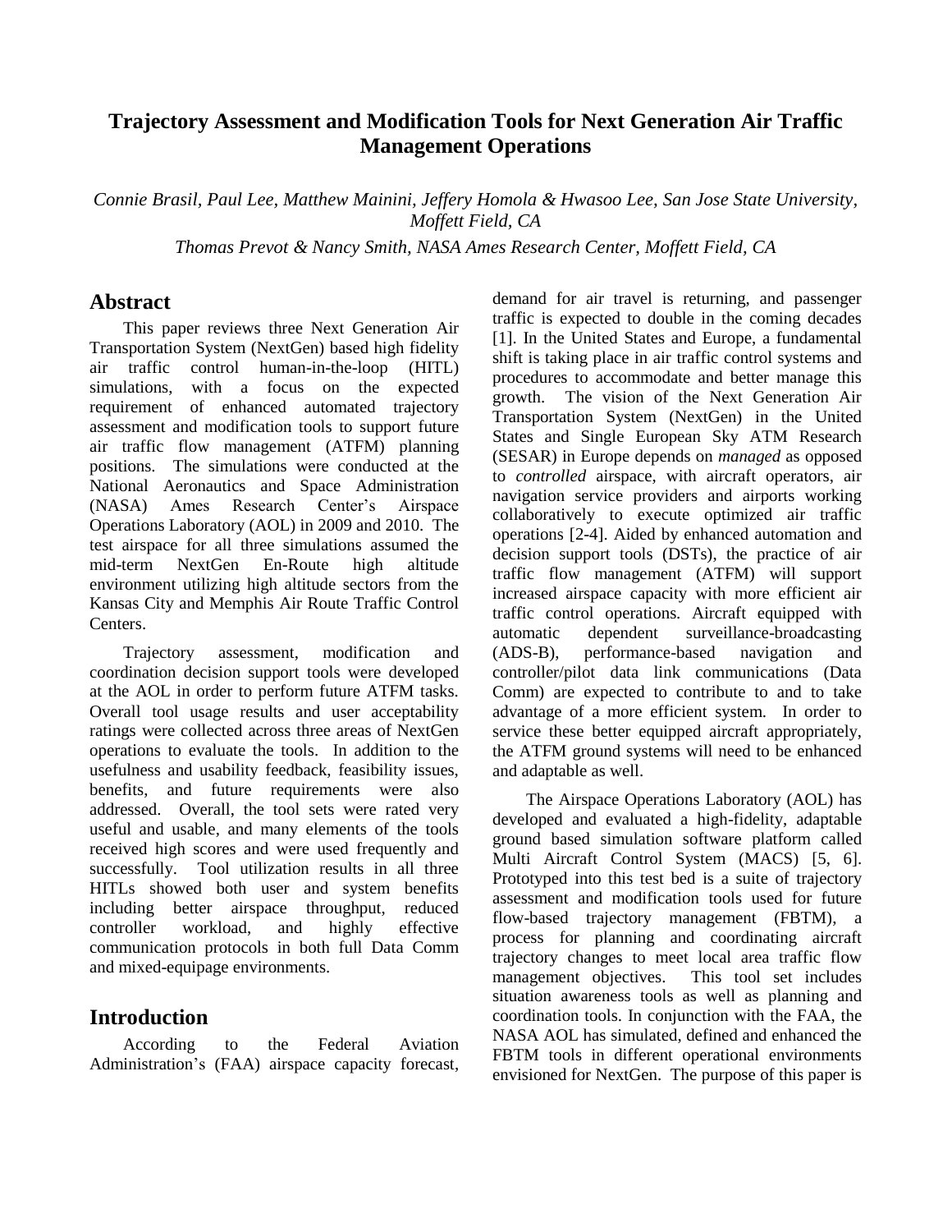# Trajectory Assessment and Modification Tools for Next Generation Air Traffic Management Operations

*Connie Brasil, Paul Lee, Matthew Mainini, Jeffery Homola & Hwasoo Lee, San Jose State University, Moffett Field, CA*

*Thomas Prevot & Nancy Smith, NASA Ames Research Center, Moffett Field, CA*

## Abstract

This paper reviews three Next Generation Air Transportation System (NextGen) based high fidelity air traffic control human-in-the-loop (HITL) simulations, with a focus on the expected requirement of enhanced automated trajectory assessment and modification tools to support future air traffic flow management (ATFM) planning positions. The simulations were conducted at the National Aeronautics and Space Administration (NASA) Ames Research Center's Airspace Operations Laboratory (AOL) in 2009 and 2010. The test airspace for all three simulations assumed the mid-term NextGen En-Route high altitude environment utilizing high altitude sectors from the Kansas City and Memphis Air Route Traffic Control Centers.

Trajectory assessment, modification and coordination decision support tools were developed at the AOL in order to perform future ATFM tasks. Overall tool usage results and user acceptability ratings were collected across three areas of NextGen operations to evaluate the tools. In addition to the usefulness and usability feedback, feasibility issues, benefits, and future requirements were also addressed. Overall, the tool sets were rated very useful and usable, and many elements of the tools received high scores and were used frequently and successfully. Tool utilization results in all three HITLs showed both user and system benefits including better airspace throughput, reduced controller workload, and highly effective communication protocols in both full Data Comm and mixed-equipage environments.

## Introduction

According to the Federal Aviation Administration's (FAA) airspace capacity forecast, demand for air travel is returning, and passenger traffic is expected to double in the coming decades [1]. In the United States and Europe, a fundamental shift is taking place in air traffic control systems and procedures to accommodate and better manage this growth. The vision of the Next Generation Air Transportation System (NextGen) in the United States and Single European Sky ATM Research (SESAR) in Europe depends on *managed* as opposed to *controlled* airspace, with aircraft operators, air navigation service providers and airports working collaboratively to execute optimized air traffic operations [2-4]. Aided by enhanced automation and decision support tools (DSTs), the practice of air traffic flow management (ATFM) will support increased airspace capacity with more efficient air traffic control operations. Aircraft equipped with automatic dependent surveillance-broadcasting (ADS-B), performance-based navigation and controller/pilot data link communications (Data Comm) are expected to contribute to and to take advantage of a more efficient system. In order to service these better equipped aircraft appropriately, the ATFM ground systems will need to be enhanced and adaptable as well.

The Airspace Operations Laboratory (AOL) has developed and evaluated a high-fidelity, adaptable ground based simulation software platform called Multi Aircraft Control System (MACS) [5, 6]. Prototyped into this test bed is a suite of trajectory assessment and modification tools used for future flow-based trajectory management (FBTM), a process for planning and coordinating aircraft trajectory changes to meet local area traffic flow management objectives. This tool set includes situation awareness tools as well as planning and coordination tools. In conjunction with the FAA, the NASA AOL has simulated, defined and enhanced the FBTM tools in different operational environments envisioned for NextGen. The purpose of this paper is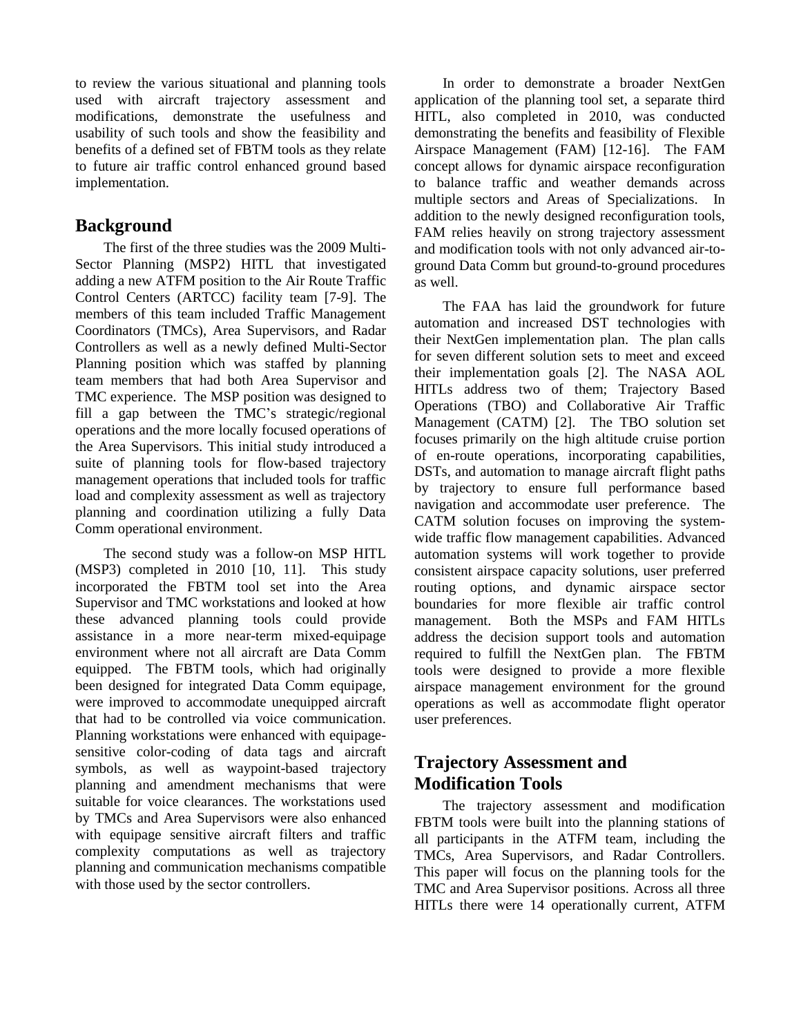to review the various situational and planning tools used with aircraft trajectory assessment and modifications, demonstrate the usefulness and usability of such tools and show the feasibility and benefits of a defined set of FBTM tools as they relate to future air traffic control enhanced ground based implementation.

## Background

The first of the three studies was the 2009 Multi-Sector Planning (MSP2) HITL that investigated adding a new ATFM position to the Air Route Traffic Control Centers (ARTCC) facility team [7-9]. The members of this team included Traffic Management Coordinators (TMCs), Area Supervisors, and Radar Controllers as well as a newly defined Multi-Sector Planning position which was staffed by planning team members that had both Area Supervisor and TMC experience. The MSP position was designed to fill a gap between the TMC's strategic/regional operations and the more locally focused operations of the Area Supervisors. This initial study introduced a suite of planning tools for flow-based trajectory management operations that included tools for traffic load and complexity assessment as well as trajectory planning and coordination utilizing a fully Data Comm operational environment.

The second study was a follow-on MSP HITL (MSP3) completed in 2010 [10, 11]. This study incorporated the FBTM tool set into the Area Supervisor and TMC workstations and looked at how these advanced planning tools could provide assistance in a more near-term mixed-equipage environment where not all aircraft are Data Comm equipped. The FBTM tools, which had originally been designed for integrated Data Comm equipage, were improved to accommodate unequipped aircraft that had to be controlled via voice communication. Planning workstations were enhanced with equipage-sensitive color-coding of data tags and aircraft symbols, as well as waypoint-based trajectory planning and amendment mechanisms that were suitable for voice clearances. The workstations used by TMCs and Area Supervisors were also enhanced with equipage sensitive aircraft filters and traffic complexity computations as well as trajectory planning and communication mechanisms compatible with those used by the sector controllers.

In order to demonstrate a broader NextGen application of the planning tool set, a separate third HITL, also completed in 2010, was conducted demonstrating the benefits and feasibility of Flexible Airspace Management (FAM) [12-16]. The FAM concept allows for dynamic airspace reconfiguration to balance traffic and weather demands across multiple sectors and Areas of Specializations. In addition to the newly designed reconfiguration tools, FAM relies heavily on strong trajectory assessment and modification tools with not only advanced air-to-ground Data Comm but ground-to-ground procedures as well.

The FAA has laid the groundwork for future automation and increased DST technologies with their NextGen implementation plan. The plan calls for seven different solution sets to meet and exceed their implementation goals [2]. The NASA AOL HITLs address two of them; Trajectory Based Operations (TBO) and Collaborative Air Traffic Management (CATM) [2]. The TBO solution set focuses primarily on the high altitude cruise portion of en-route operations, incorporating capabilities, DSTs, and automation to manage aircraft flight paths by trajectory to ensure full performance based navigation and accommodate user preference. The CATM solution focuses on improving the system-wide traffic flow management capabilities. Advanced automation systems will work together to provide consistent airspace capacity solutions, user preferred routing options, and dynamic airspace sector boundaries for more flexible air traffic control management. Both the MSPs and FAM HITLs address the decision support tools and automation required to fulfill the NextGen plan. The FBTM tools were designed to provide a more flexible airspace management environment for the ground operations as well as accommodate flight operator user preferences.

## Trajectory Assessment and Modification Tools

The trajectory assessment and modification FBTM tools were built into the planning stations of all participants in the ATFM team, including the TMCs, Area Supervisors, and Radar Controllers. This paper will focus on the planning tools for the TMC and Area Supervisor positions. Across all three HITLs there were 14 operationally current, ATFM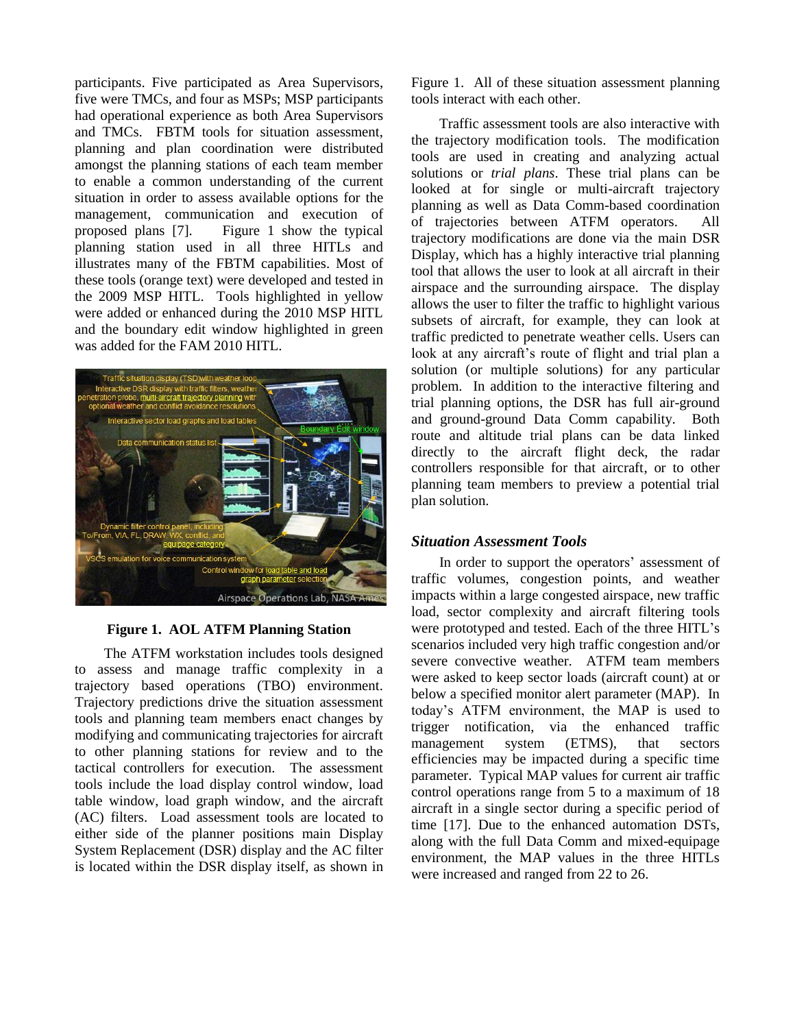participants. Five participated as Area Supervisors, five were TMCs, and four as MSPs; MSP participants had operational experience as both Area Supervisors and TMCs. FBTM tools for situation assessment, planning and plan coordination were distributed amongst the planning stations of each team member to enable a common understanding of the current situation in order to assess available options for the management, communication and execution of proposed plans [7]. Figure 1 show the typical planning station used in all three HITLs and illustrates many of the FBTM capabilities. Most of these tools (orange text) were developed and tested in the 2009 MSP HITL. Tools highlighted in yellow were added or enhanced during the 2010 MSP HITL and the boundary edit window highlighted in green was added for the FAM 2010 HITL.

**Figure 1. AOL ATFM Planning Station**

The ATFM workstation includes tools designed to assess and manage traffic complexity in a trajectory based operations (TBO) environment. Trajectory predictions drive the situation assessment tools and planning team members enact changes by modifying and communicating trajectories for aircraft to other planning stations for review and to the tactical controllers for execution. The assessment tools include the load display control window, load table window, load graph window, and the aircraft (AC) filters. Load assessment tools are located to either side of the planner positions main Display System Replacement (DSR) display and the AC filter is located within the DSR display itself, as shown in Figure 1. All of these situation assessment planning tools interact with each other.

Traffic assessment tools are also interactive with the trajectory modification tools. The modification tools are used in creating and analyzing actual solutions or *trial plans*. These trial plans can be looked at for single or multi-aircraft trajectory planning as well as Data Comm-based coordination of trajectories between ATFM operators. All trajectory modifications are done via the main DSR Display, which has a highly interactive trial planning tool that allows the user to look at all aircraft in their airspace and the surrounding airspace. The display allows the user to filter the traffic to highlight various subsets of aircraft, for example, they can look at traffic predicted to penetrate weather cells. Users can look at any aircraft's route of flight and trial plan a solution (or multiple solutions) for any particular problem. In addition to the interactive filtering and trial planning options, the DSR has full air-ground and ground-ground Data Comm capability. Both route and altitude trial plans can be data linked directly to the aircraft flight deck, the radar controllers responsible for that aircraft, or to other planning team members to preview a potential trial plan solution.

### *Situation Assessment Tools*

In order to support the operators' assessment of traffic volumes, congestion points, and weather impacts within a large congested airspace, new traffic load, sector complexity and aircraft filtering tools were prototyped and tested. Each of the three HITL's scenarios included very high traffic congestion and/or severe convective weather. ATFM team members were asked to keep sector loads (aircraft count) at or below a specified monitor alert parameter (MAP). In today's ATFM environment, the MAP is used to trigger notification, via the enhanced traffic management system (ETMS), that sectors efficiencies may be impacted during a specific time parameter. Typical MAP values for current air traffic control operations range from 5 to a maximum of 18 aircraft in a single sector during a specific period of time [17]. Due to the enhanced automation DSTs, along with the full Data Comm and mixed-equipage environment, the MAP values in the three HITLs were increased and ranged from 22 to 26.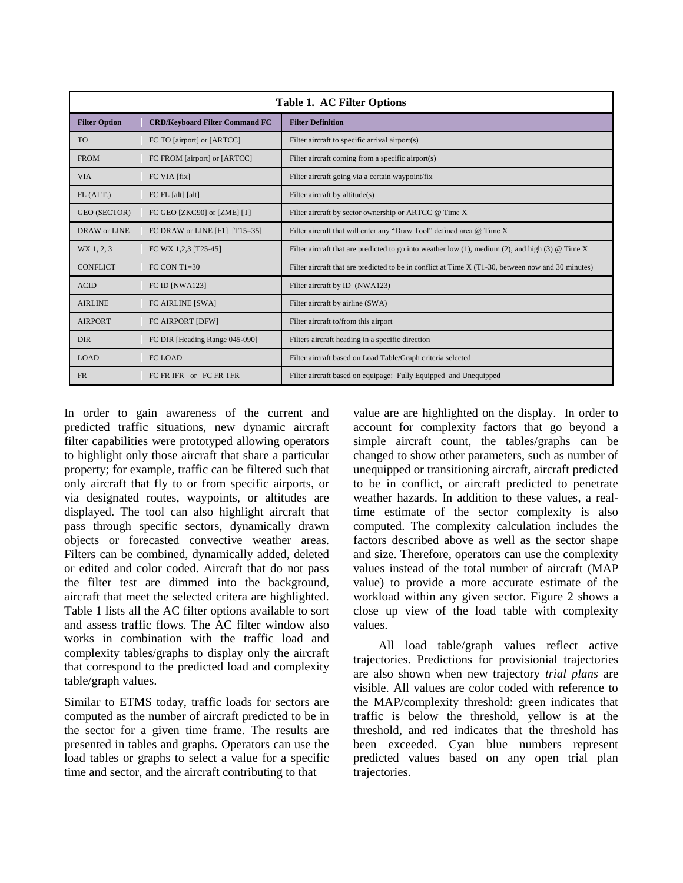**Table 1. AC Filter Options**

| Filter Option | CRD/Keyboard Filter Command FC | Filter Definition |
|---|---|---|
| TO | FC TO [airport] or [ARTCC] | Filter aircraft to specific arrival airport(s) |
| FROM | FC FROM [airport] or [ARTCC] | Filter aircraft coming from a specific airport(s) |
| VIA | FC VIA [fix] | Filter aircraft going via a certain waypoint/fix |
| FL (ALT.) | FC FL [alt] [alt] | Filter aircraft by altitude(s) |
| GEO (SECTOR) | FC GEO [ZKC90] or [ZME] [T] | Filter aircraft by sector ownership or ARTCC @ Time X |
| DRAW or LINE | FC DRAW or LINE [F1] [T15=35] | Filter aircraft that will enter any "Draw Tool" defined area @ Time X |
| WX 1, 2, 3 | FC WX 1,2,3 [T25-45] | Filter aircraft that are predicted to go into weather low (1), medium (2), and high (3) @ Time X |
| CONFLICT | FC CON T1=30 | Filter aircraft that are predicted to be in conflict at Time X (T1-30, between now and 30 minutes) |
| ACID | FC ID [NWA123] | Filter aircraft by ID (NWA123) |
| AIRLINE | FC AIRLINE [SWA] | Filter aircraft by airline (SWA) |
| AIRPORT | FC AIRPORT [DFW] | Filter aircraft to/from this airport |
| DIR | FC DIR [Heading Range 045-090] | Filters aircraft heading in a specific direction |
| LOAD | FC LOAD | Filter aircraft based on Load Table/Graph criteria selected |
| FR | FC FR IFR or FC FR TFR | Filter aircraft based on equipage: Fully Equipped and Unequipped |

In order to gain awareness of the current and predicted traffic situations, new dynamic aircraft filter capabilities were prototyped allowing operators to highlight only those aircraft that share a particular property; for example, traffic can be filtered such that only aircraft that fly to or from specific airports, or via designated routes, waypoints, or altitudes are displayed. The tool can also highlight aircraft that pass through specific sectors, dynamically drawn objects or forecasted convective weather areas. Filters can be combined, dynamically added, deleted or edited and color coded. Aircraft that do not pass the filter test are dimmed into the background, aircraft that meet the selected critera are highlighted. Table 1 lists all the AC filter options available to sort and assess traffic flows. The AC filter window also works in combination with the traffic load and complexity tables/graphs to display only the aircraft that correspond to the predicted load and complexity table/graph values.

Similar to ETMS today, traffic loads for sectors are computed as the number of aircraft predicted to be in the sector for a given time frame. The results are presented in tables and graphs. Operators can use the load tables or graphs to select a value for a specific time and sector, and the aircraft contributing to that value are are highlighted on the display. In order to account for complexity factors that go beyond a simple aircraft count, the tables/graphs can be changed to show other parameters, such as number of unequipped or transitioning aircraft, aircraft predicted to be in conflict, or aircraft predicted to penetrate weather hazards. In addition to these values, a real-time estimate of the sector complexity is also computed. The complexity calculation includes the factors described above as well as the sector shape and size. Therefore, operators can use the complexity values instead of the total number of aircraft (MAP value) to provide a more accurate estimate of the workload within any given sector. Figure 2 shows a close up view of the load table with complexity values.

All load table/graph values reflect active trajectories. Predictions for provisionial trajectories are also shown when new trajectory *trial plans* are visible. All values are color coded with reference to the MAP/complexity threshold: green indicates that traffic is below the threshold, yellow is at the threshold, and red indicates that the threshold has been exceeded. Cyan blue numbers represent predicted values based on any open trial plan trajectories.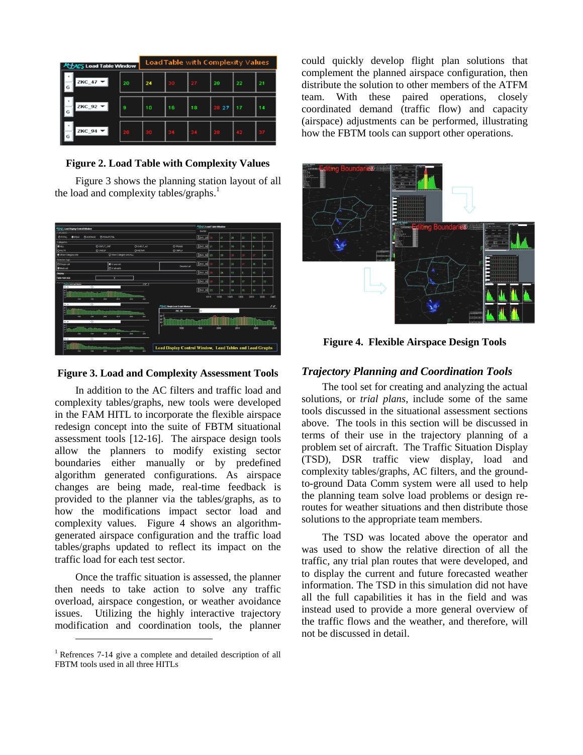**Figure 2. Load Table with Complexity Values**

Figure 3 shows the planning station layout of all the load and complexity tables/graphs.[1]

**Figure 3. Load and Complexity Assessment Tools**

In addition to the AC filters and traffic load and complexity tables/graphs, new tools were developed in the FAM HITL to incorporate the flexible airspace redesign concept into the suite of FBTM situational assessment tools [12-16]. The airspace design tools allow the planners to modify existing sector boundaries either manually or by predefined algorithm generated configurations. As airspace changes are being made, real-time feedback is provided to the planner via the tables/graphs, as to how the modifications impact sector load and complexity values. Figure 4 shows an algorithm-generated airspace configuration and the traffic load tables/graphs updated to reflect its impact on the traffic load for each test sector.

Once the traffic situation is assessed, the planner then needs to take action to solve any traffic overload, airspace congestion, or weather avoidance issues. Utilizing the highly interactive trajectory modification and coordination tools, the planner could quickly develop flight plan solutions that complement the planned airspace configuration, then distribute the solution to other members of the ATFM team. With these paired operations, closely coordinated demand (traffic flow) and capacity (airspace) adjustments can be performed, illustrating how the FBTM tools can support other operations.

**Figure 4. Flexible Airspace Design Tools**

### *Trajectory Planning and Coordination Tools*

The tool set for creating and analyzing the actual solutions, or *trial plans*, include some of the same tools discussed in the situational assessment sections above. The tools in this section will be discussed in terms of their use in the trajectory planning of a problem set of aircraft. The Traffic Situation Display (TSD), DSR traffic view display, load and complexity tables/graphs, AC filters, and the ground-to-ground Data Comm system were all used to help the planning team solve load problems or design re-routes for weather situations and then distribute those solutions to the appropriate team members.

The TSD was located above the operator and was used to show the relative direction of all the traffic, any trial plan routes that were developed, and to display the current and future forecasted weather information. The TSD in this simulation did not have all the full capabilities it has in the field and was instead used to provide a more general overview of the traffic flows and the weather, and therefore, will not be discussed in detail.

[1] Refrences 7-14 give a complete and detailed description of all FBTM tools used in all three HITLs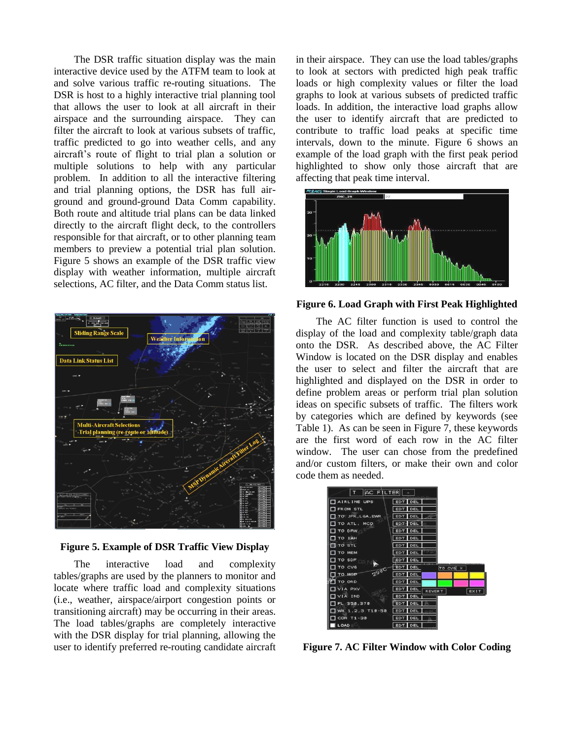The DSR traffic situation display was the main interactive device used by the ATFM team to look at and solve various traffic re-routing situations. The DSR is host to a highly interactive trial planning tool that allows the user to look at all aircraft in their airspace and the surrounding airspace. They can filter the aircraft to look at various subsets of traffic, traffic predicted to go into weather cells, and any aircraft's route of flight to trial plan a solution or multiple solutions to help with any particular problem. In addition to all the interactive filtering and trial planning options, the DSR has full air-ground and ground-ground Data Comm capability. Both route and altitude trial plans can be data linked directly to the aircraft flight deck, to the controllers responsible for that aircraft, or to other planning team members to preview a potential trial plan solution. Figure 5 shows an example of the DSR traffic view display with weather information, multiple aircraft selections, AC filter, and the Data Comm status list.

**Figure 5. Example of DSR Traffic View Display**

The interactive load and complexity tables/graphs are used by the planners to monitor and locate where traffic load and complexity situations (i.e., weather, airspace/airport congestion points or transitioning aircraft) may be occurring in their areas. The load tables/graphs are completely interactive with the DSR display for trial planning, allowing the user to identify preferred re-routing candidate aircraft in their airspace. They can use the load tables/graphs to look at sectors with predicted high peak traffic loads or high complexity values or filter the load graphs to look at various subsets of predicted traffic loads. In addition, the interactive load graphs allow the user to identify aircraft that are predicted to contribute to traffic load peaks at specific time intervals, down to the minute. Figure 6 shows an example of the load graph with the first peak period highlighted to show only those aircraft that are affecting that peak time interval.

**Figure 6. Load Graph with First Peak Highlighted**

The AC filter function is used to control the display of the load and complexity table/graph data onto the DSR. As described above, the AC Filter Window is located on the DSR display and enables the user to select and filter the aircraft that are highlighted and displayed on the DSR in order to define problem areas or perform trial plan solution ideas on specific subsets of traffic. The filters work by categories which are defined by keywords (see Table 1). As can be seen in Figure 7, these keywords are the first word of each row in the AC filter window. The user can chose from the predefined and/or custom filters, or make their own and color code them as needed.

**Figure 7. AC Filter Window with Color Coding**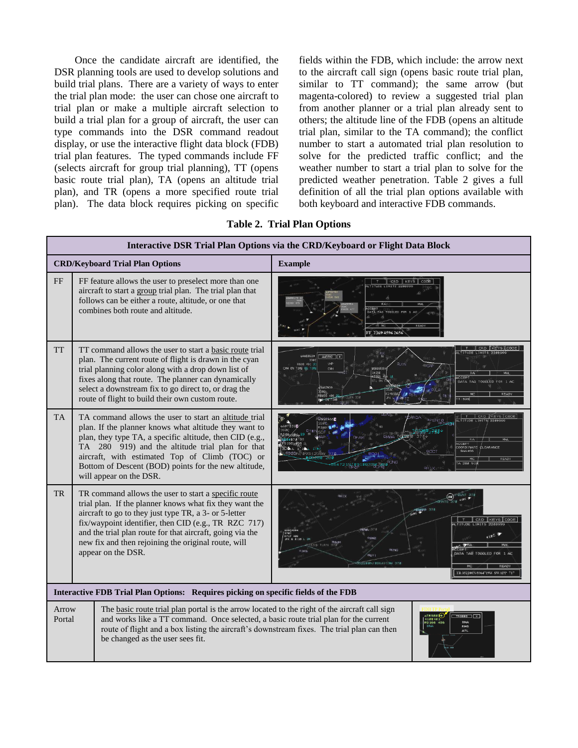Once the candidate aircraft are identified, the DSR planning tools are used to develop solutions and build trial plans. There are a variety of ways to enter the trial plan mode: the user can chose one aircraft to trial plan or make a multiple aircraft selection to build a trial plan for a group of aircraft, the user can type commands into the DSR command readout display, or use the interactive flight data block (FDB) trial plan features. The typed commands include FF (selects aircraft for group trial planning), TT (opens basic route trial plan), TA (opens an altitude trial plan), and TR (opens a more specified route trial plan). The data block requires picking on specific fields within the FDB, which include: the arrow next to the aircraft call sign (opens basic route trial plan, similar to TT command); the same arrow (but magenta-colored) to review a suggested trial plan from another planner or a trial plan already sent to others; the altitude line of the FDB (opens an altitude trial plan, similar to the TA command); the conflict number to start a automated trial plan resolution to solve for the predicted traffic conflict; and the weather number to start a trial plan to solve for the predicted weather penetration. Table 2 gives a full definition of all the trial plan options available with both keyboard and interactive FDB commands.

**Table 2. Trial Plan Options**

| **Interactive DSR Trial Plan Options via the CRD/Keyboard or Flight Data Block** | | |
|---|---|---|
| **CRD/Keyboard Trial Plan Options** | | **Example** |
| FF | FF feature allows the user to preselect more than one aircraft to start a group trial plan. The trial plan that follows can be either a route, altitude, or one that combines both route and altitude. | FF 2369 4596 2656 |
| TT | TT command allows the user to start a basic route trial plan. The current route of flight is drawn in the cyan trial planning color along with a drop down list of fixes along that route. The planner can dynamically select a downstream fix to go direct to, or drag the route of flight to build their own custom route. | TT 596 |
| TA | TA command allows the user to start an altitude trial plan. If the planner knows what altitude they want to plan, they type TA, a specific altitude, then CID (e.g., TA 280 919) and the altitude trial plan for that aircraft, with estimated Top of Climb (TOC) or Bottom of Descent (BOD) points for the new altitude, will appear on the DSR. | TA 280 919 |
| TR | TR command allows the user to start a specific route trial plan. If the planner knows what fix they want the aircraft to go to they just type TR, a 3- or 5-letter fix/waypoint identifier, then CID (e.g., TR RZC 717) and the trial plan route for that aircraft, going via the new fix and then rejoining the original route, will appear on the DSR. | TR3520 0N/8964 71 9W SWAPP 717 |
| **Interactive FDB Trial Plan Options: Requires picking on specific fields of the FDB** | | |
| Arrow Portal | The basic route trial plan portal is the arrow located to the right of the aircraft call sign and works like a TT command. Once selected, a basic route trial plan for the current route of flight and a box listing the aircraft's downstream fixes. The trial plan can then be changed as the user sees fit. | |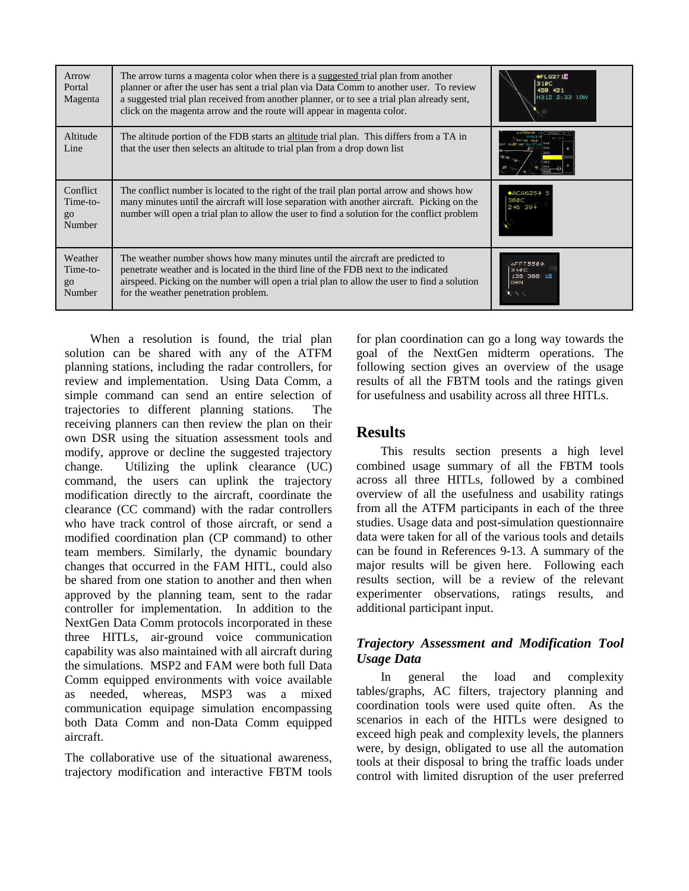| Arrow Portal Magenta | The arrow turns a magenta color when there is a suggested trial plan from another planner or after the user has sent a trial plan via Data Comm to another user. To review a suggested trial plan received from another planner, or to see a trial plan already sent, click on the magenta arrow and the route will appear in magenta color. | |
|---|---|---|
| Altitude Line | The altitude portion of the FDB starts an altitude trial plan. This differs from a TA in that the user then selects an altitude to trial plan from a drop down list | |
| Conflict Time-to-go Number | The conflict number is located to the right of the trail plan portal arrow and shows how many minutes until the aircraft will lose separation with another aircraft. Picking on the number will open a trial plan to allow the user to find a solution for the conflict problem | |
| Weather Time-to-go Number | The weather number shows how many minutes until the aircraft are predicted to penetrate weather and is located in the third line of the FDB next to the indicated airspeed. Picking on the number will open a trial plan to allow the user to find a solution for the weather penetration problem. | |

When a resolution is found, the trial plan solution can be shared with any of the ATFM planning stations, including the radar controllers, for review and implementation. Using Data Comm, a simple command can send an entire selection of trajectories to different planning stations. The receiving planners can then review the plan on their own DSR using the situation assessment tools and modify, approve or decline the suggested trajectory change. Utilizing the uplink clearance (UC) command, the users can uplink the trajectory modification directly to the aircraft, coordinate the clearance (CC command) with the radar controllers who have track control of those aircraft, or send a modified coordination plan (CP command) to other team members. Similarly, the dynamic boundary changes that occurred in the FAM HITL, could also be shared from one station to another and then when approved by the planning team, sent to the radar controller for implementation. In addition to the NextGen Data Comm protocols incorporated in these three HITLs, air-ground voice communication capability was also maintained with all aircraft during the simulations. MSP2 and FAM were both full Data Comm equipped environments with voice available as needed, whereas, MSP3 was a mixed communication equipage simulation encompassing both Data Comm and non-Data Comm equipped aircraft.

The collaborative use of the situational awareness, trajectory modification and interactive FBTM tools for plan coordination can go a long way towards the goal of the NextGen midterm operations. The following section gives an overview of the usage results of all the FBTM tools and the ratings given for usefulness and usability across all three HITLs.

## Results

This results section presents a high level combined usage summary of all the FBTM tools across all three HITLs, followed by a combined overview of all the usefulness and usability ratings from all the ATFM participants in each of the three studies. Usage data and post-simulation questionnaire data were taken for all of the various tools and details can be found in References 9-13. A summary of the major results will be given here. Following each results section, will be a review of the relevant experimenter observations, ratings results, and additional participant input.

### *Trajectory Assessment and Modification Tool Usage Data*

In general the load and complexity tables/graphs, AC filters, trajectory planning and coordination tools were used quite often. As the scenarios in each of the HITLs were designed to exceed high peak and complexity levels, the planners were, by design, obligated to use all the automation tools at their disposal to bring the traffic loads under control with limited disruption of the user preferred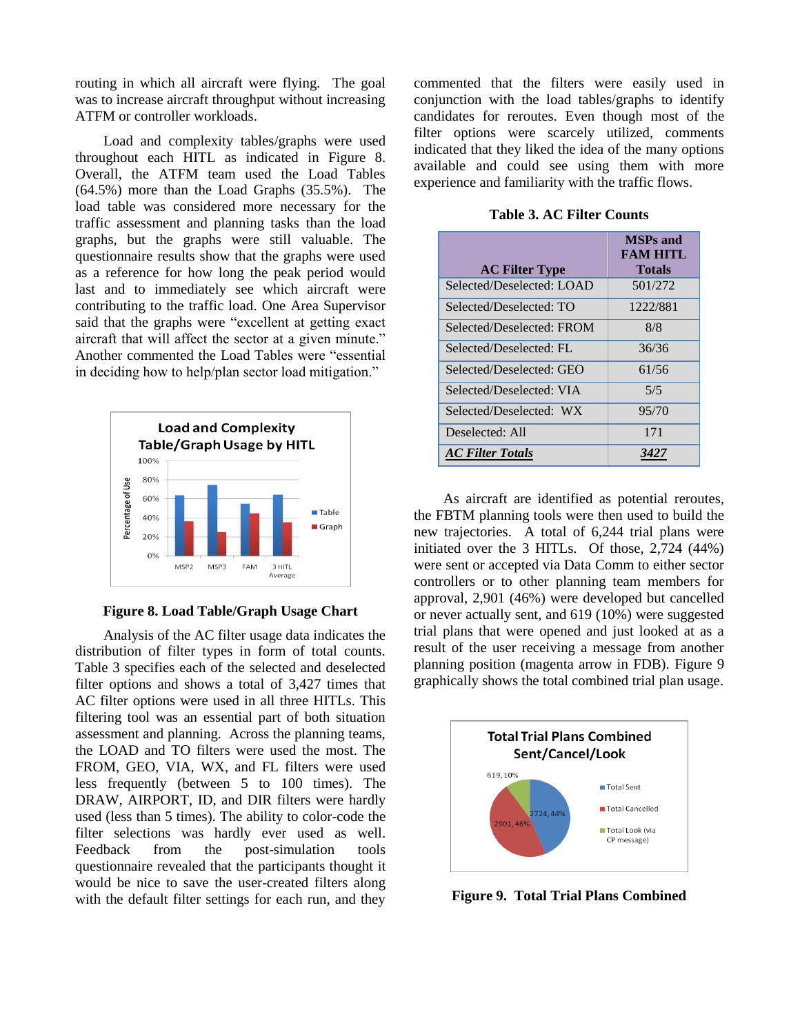routing in which all aircraft were flying. The goal was to increase aircraft throughput without increasing ATFM or controller workloads.

Load and complexity tables/graphs were used throughout each HITL as indicated in Figure 8. Overall, the ATFM team used the Load Tables (64.5%) more than the Load Graphs (35.5%). The load table was considered more necessary for the traffic assessment and planning tasks than the load graphs, but the graphs were still valuable. The questionnaire results show that the graphs were used as a reference for how long the peak period would last and to immediately see which aircraft were contributing to the traffic load. One Area Supervisor said that the graphs were "excellent at getting exact aircraft that will affect the sector at a given minute." Another commented the Load Tables were "essential in deciding how to help/plan sector load mitigation."

**Figure 8. Load Table/Graph Usage Chart**

Analysis of the AC filter usage data indicates the distribution of filter types in form of total counts. Table 3 specifies each of the selected and deselected filter options and shows a total of 3,427 times that AC filter options were used in all three HITLs. This filtering tool was an essential part of both situation assessment and planning. Across the planning teams, the LOAD and TO filters were used the most. The FROM, GEO, VIA, WX, and FL filters were used less frequently (between 5 to 100 times). The DRAW, AIRPORT, ID, and DIR filters were hardly used (less than 5 times). The ability to color-code the filter selections was hardly ever used as well. Feedback from the post-simulation tools questionnaire revealed that the participants thought it would be nice to save the user-created filters along with the default filter settings for each run, and they commented that the filters were easily used in conjunction with the load tables/graphs to identify candidates for reroutes. Even though most of the filter options were scarcely utilized, comments indicated that they liked the idea of the many options available and could see using them with more experience and familiarity with the traffic flows.

**Table 3. AC Filter Counts**

| AC Filter Type | MSPs and FAM HITL Totals |
|---|---|
| Selected/Deselected: LOAD | 501/272 |
| Selected/Deselected: TO | 1222/881 |
| Selected/Deselected: FROM | 8/8 |
| Selected/Deselected: FL | 36/36 |
| Selected/Deselected: GEO | 61/56 |
| Selected/Deselected: VIA | 5/5 |
| Selected/Deselected: WX | 95/70 |
| Deselected: All | 171 |
| ***AC Filter Totals*** | ***3427*** |

As aircraft are identified as potential reroutes, the FBTM planning tools were then used to build the new trajectories. A total of 6,244 trial plans were initiated over the 3 HITLs. Of those, 2,724 (44%) were sent or accepted via Data Comm to either sector controllers or to other planning team members for approval, 2,901 (46%) were developed but cancelled or never actually sent, and 619 (10%) were suggested trial plans that were opened and just looked at as a result of the user receiving a message from another planning position (magenta arrow in FDB). Figure 9 graphically shows the total combined trial plan usage.

**Figure 9. Total Trial Plans Combined**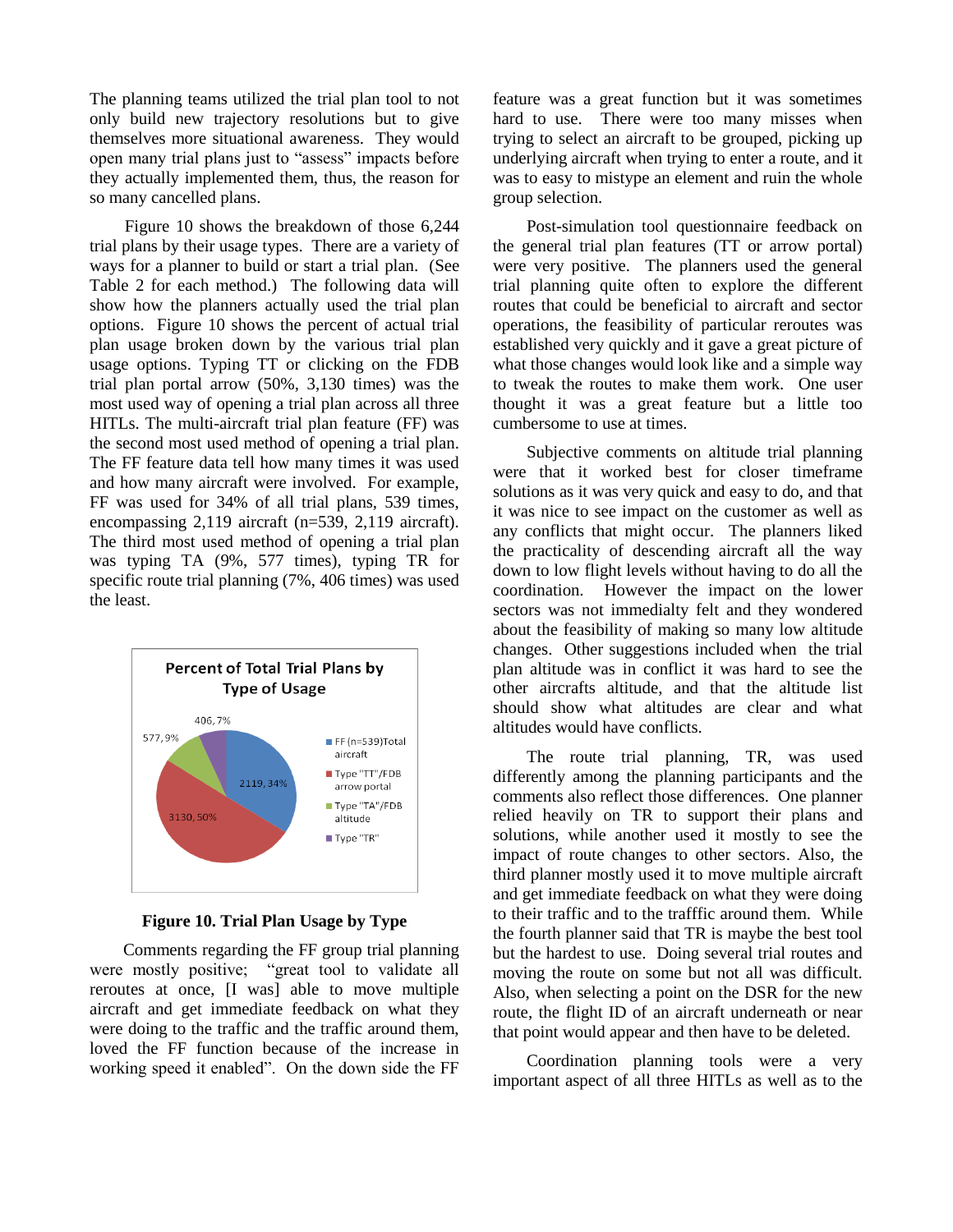The planning teams utilized the trial plan tool to not only build new trajectory resolutions but to give themselves more situational awareness. They would open many trial plans just to "assess" impacts before they actually implemented them, thus, the reason for so many cancelled plans.

Figure 10 shows the breakdown of those 6,244 trial plans by their usage types. There are a variety of ways for a planner to build or start a trial plan. (See Table 2 for each method.) The following data will show how the planners actually used the trial plan options. Figure 10 shows the percent of actual trial plan usage broken down by the various trial plan usage options. Typing TT or clicking on the FDB trial plan portal arrow (50%, 3,130 times) was the most used way of opening a trial plan across all three HITLs. The multi-aircraft trial plan feature (FF) was the second most used method of opening a trial plan. The FF feature data tell how many times it was used and how many aircraft were involved. For example, FF was used for 34% of all trial plans, 539 times, encompassing 2,119 aircraft (n=539, 2,119 aircraft). The third most used method of opening a trial plan was typing TA (9%, 577 times), typing TR for specific route trial planning (7%, 406 times) was used the least.

**Percent of Total Trial Plans by Type of Usage**

| Type of Usage | Count, Percent |
|---|---|
| FF (n=539)Total aircraft | 2119, 34% |
| Type "TT"/FDB arrow portal | 3130, 50% |
| Type "TA"/FDB altitude | 577, 9% |
| Type "TR" | 406, 7% |

**Figure 10. Trial Plan Usage by Type**

Comments regarding the FF group trial planning were mostly positive; "great tool to validate all reroutes at once, [I was] able to move multiple aircraft and get immediate feedback on what they were doing to the traffic and the traffic around them, loved the FF function because of the increase in working speed it enabled". On the down side the FF feature was a great function but it was sometimes hard to use. There were too many misses when trying to select an aircraft to be grouped, picking up underlying aircraft when trying to enter a route, and it was to easy to mistype an element and ruin the whole group selection.

Post-simulation tool questionnaire feedback on the general trial plan features (TT or arrow portal) were very positive. The planners used the general trial planning quite often to explore the different routes that could be beneficial to aircraft and sector operations, the feasibility of particular reroutes was established very quickly and it gave a great picture of what those changes would look like and a simple way to tweak the routes to make them work. One user thought it was a great feature but a little too cumbersome to use at times.

Subjective comments on altitude trial planning were that it worked best for closer timeframe solutions as it was very quick and easy to do, and that it was nice to see impact on the customer as well as any conflicts that might occur. The planners liked the practicality of descending aircraft all the way down to low flight levels without having to do all the coordination. However the impact on the lower sectors was not immedialty felt and they wondered about the feasibility of making so many low altitude changes. Other suggestions included when the trial plan altitude was in conflict it was hard to see the other aircrafts altitude, and that the altitude list should show what altitudes are clear and what altitudes would have conflicts.

The route trial planning, TR, was used differently among the planning participants and the comments also reflect those differences. One planner relied heavily on TR to support their plans and solutions, while another used it mostly to see the impact of route changes to other sectors. Also, the third planner mostly used it to move multiple aircraft and get immediate feedback on what they were doing to their traffic and to the trafffic around them. While the fourth planner said that TR is maybe the best tool but the hardest to use. Doing several trial routes and moving the route on some but not all was difficult. Also, when selecting a point on the DSR for the new route, the flight ID of an aircraft underneath or near that point would appear and then have to be deleted.

Coordination planning tools were a very important aspect of all three HITLs as well as to the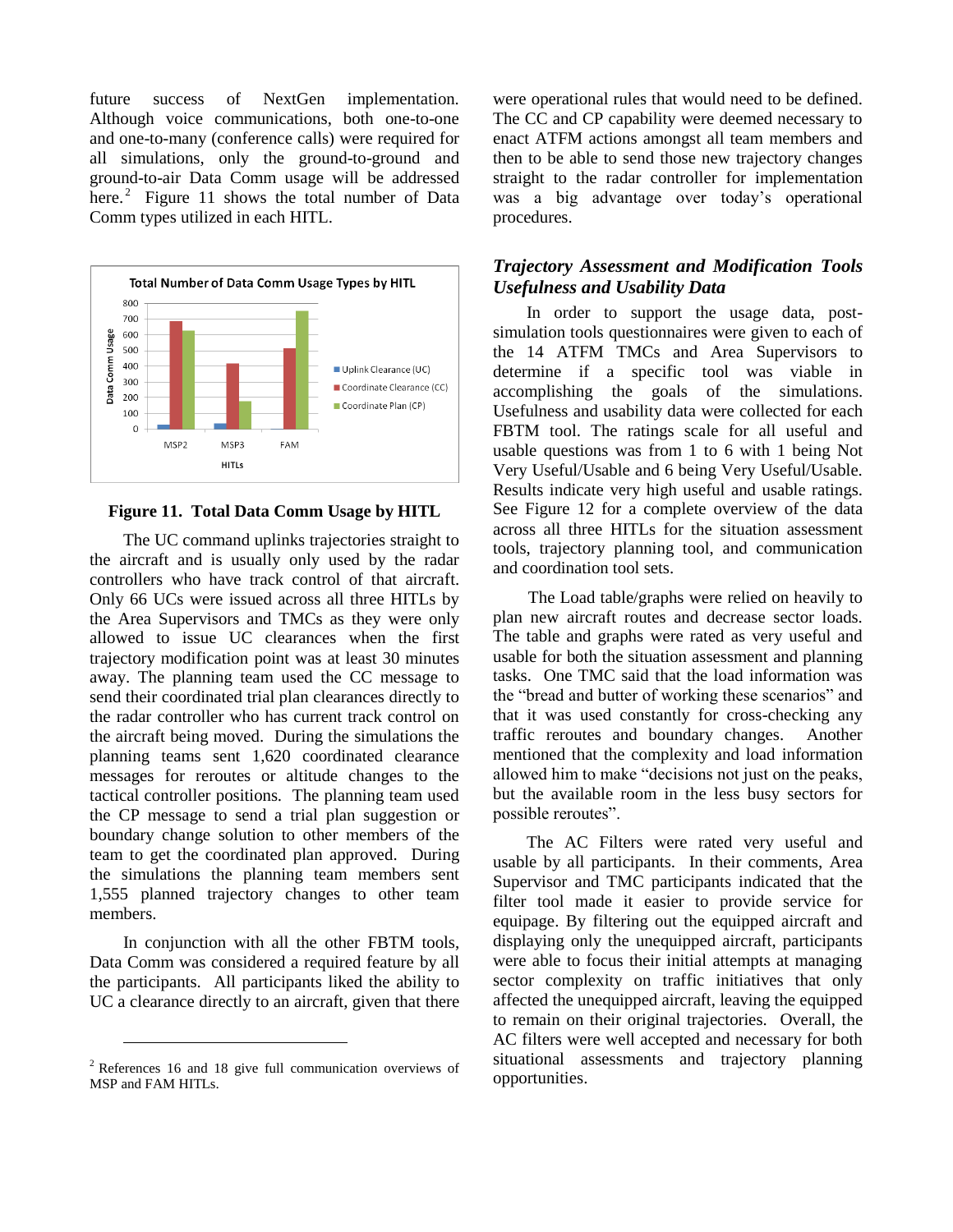future success of NextGen implementation. Although voice communications, both one-to-one and one-to-many (conference calls) were required for all simulations, only the ground-to-ground and ground-to-air Data Comm usage will be addressed here.[2] Figure 11 shows the total number of Data Comm types utilized in each HITL.

**Figure 11. Total Data Comm Usage by HITL**

The UC command uplinks trajectories straight to the aircraft and is usually only used by the radar controllers who have track control of that aircraft. Only 66 UCs were issued across all three HITLs by the Area Supervisors and TMCs as they were only allowed to issue UC clearances when the first trajectory modification point was at least 30 minutes away. The planning team used the CC message to send their coordinated trial plan clearances directly to the radar controller who has current track control on the aircraft being moved. During the simulations the planning teams sent 1,620 coordinated clearance messages for reroutes or altitude changes to the tactical controller positions. The planning team used the CP message to send a trial plan suggestion or boundary change solution to other members of the team to get the coordinated plan approved. During the simulations the planning team members sent 1,555 planned trajectory changes to other team members.

In conjunction with all the other FBTM tools, Data Comm was considered a required feature by all the participants. All participants liked the ability to UC a clearance directly to an aircraft, given that there were operational rules that would need to be defined. The CC and CP capability were deemed necessary to enact ATFM actions amongst all team members and then to be able to send those new trajectory changes straight to the radar controller for implementation was a big advantage over today's operational procedures.

### *Trajectory Assessment and Modification Tools Usefulness and Usability Data*

In order to support the usage data, post-simulation tools questionnaires were given to each of the 14 ATFM TMCs and Area Supervisors to determine if a specific tool was viable in accomplishing the goals of the simulations. Usefulness and usability data were collected for each FBTM tool. The ratings scale for all useful and usable questions was from 1 to 6 with 1 being Not Very Useful/Usable and 6 being Very Useful/Usable. Results indicate very high useful and usable ratings. See Figure 12 for a complete overview of the data across all three HITLs for the situation assessment tools, trajectory planning tool, and communication and coordination tool sets.

The Load table/graphs were relied on heavily to plan new aircraft routes and decrease sector loads. The table and graphs were rated as very useful and usable for both the situation assessment and planning tasks. One TMC said that the load information was the "bread and butter of working these scenarios" and that it was used constantly for cross-checking any traffic reroutes and boundary changes. Another mentioned that the complexity and load information allowed him to make "decisions not just on the peaks, but the available room in the less busy sectors for possible reroutes".

The AC Filters were rated very useful and usable by all participants. In their comments, Area Supervisor and TMC participants indicated that the filter tool made it easier to provide service for equipage. By filtering out the equipped aircraft and displaying only the unequipped aircraft, participants were able to focus their initial attempts at managing sector complexity on traffic initiatives that only affected the unequipped aircraft, leaving the equipped to remain on their original trajectories. Overall, the AC filters were well accepted and necessary for both situational assessments and trajectory planning opportunities.

[2] References 16 and 18 give full communication overviews of MSP and FAM HITLs.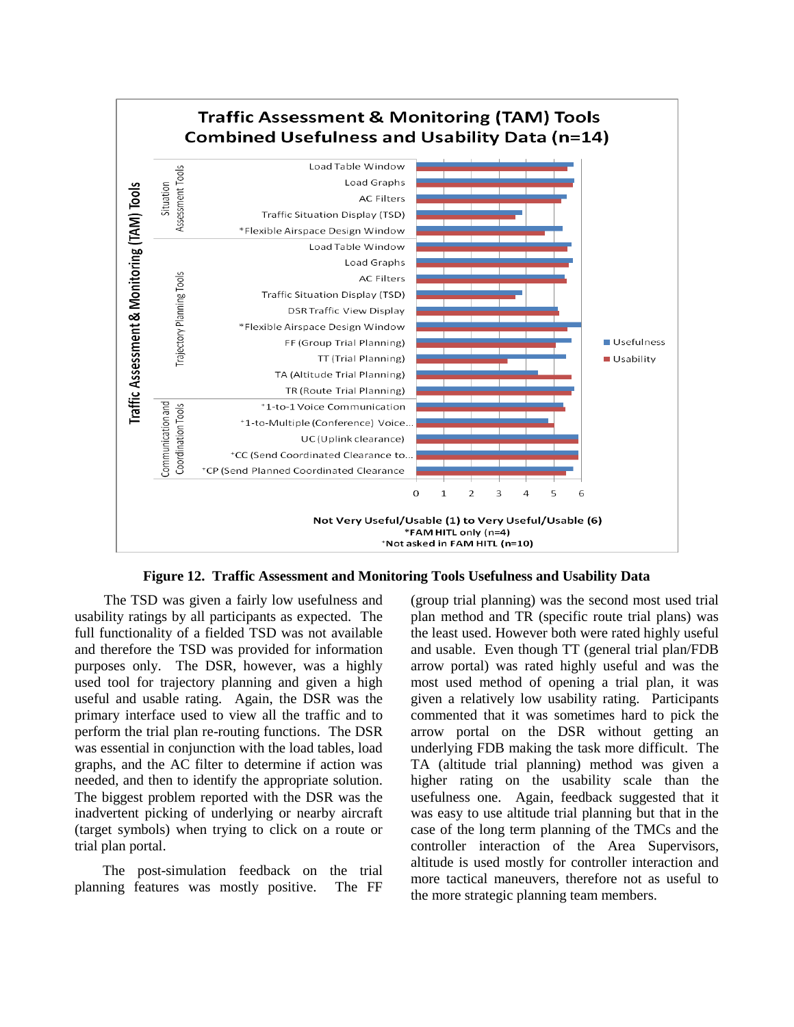**Figure 12. Traffic Assessment and Monitoring Tools Usefulness and Usability Data**

The TSD was given a fairly low usefulness and usability ratings by all participants as expected. The full functionality of a fielded TSD was not available and therefore the TSD was provided for information purposes only. The DSR, however, was a highly used tool for trajectory planning and given a high useful and usable rating. Again, the DSR was the primary interface used to view all the traffic and to perform the trial plan re-routing functions. The DSR was essential in conjunction with the load tables, load graphs, and the AC filter to determine if action was needed, and then to identify the appropriate solution. The biggest problem reported with the DSR was the inadvertent picking of underlying or nearby aircraft (target symbols) when trying to click on a route or trial plan portal.

The post-simulation feedback on the trial planning features was mostly positive. The FF (group trial planning) was the second most used trial plan method and TR (specific route trial plans) was the least used. However both were rated highly useful and usable. Even though TT (general trial plan/FDB arrow portal) was rated highly useful and was the most used method of opening a trial plan, it was given a relatively low usability rating. Participants commented that it was sometimes hard to pick the arrow portal on the DSR without getting an underlying FDB making the task more difficult. The TA (altitude trial planning) method was given a higher rating on the usability scale than the usefulness one. Again, feedback suggested that it was easy to use altitude trial planning but that in the case of the long term planning of the TMCs and the controller interaction of the Area Supervisors, altitude is used mostly for controller interaction and more tactical maneuvers, therefore not as useful to the more strategic planning team members.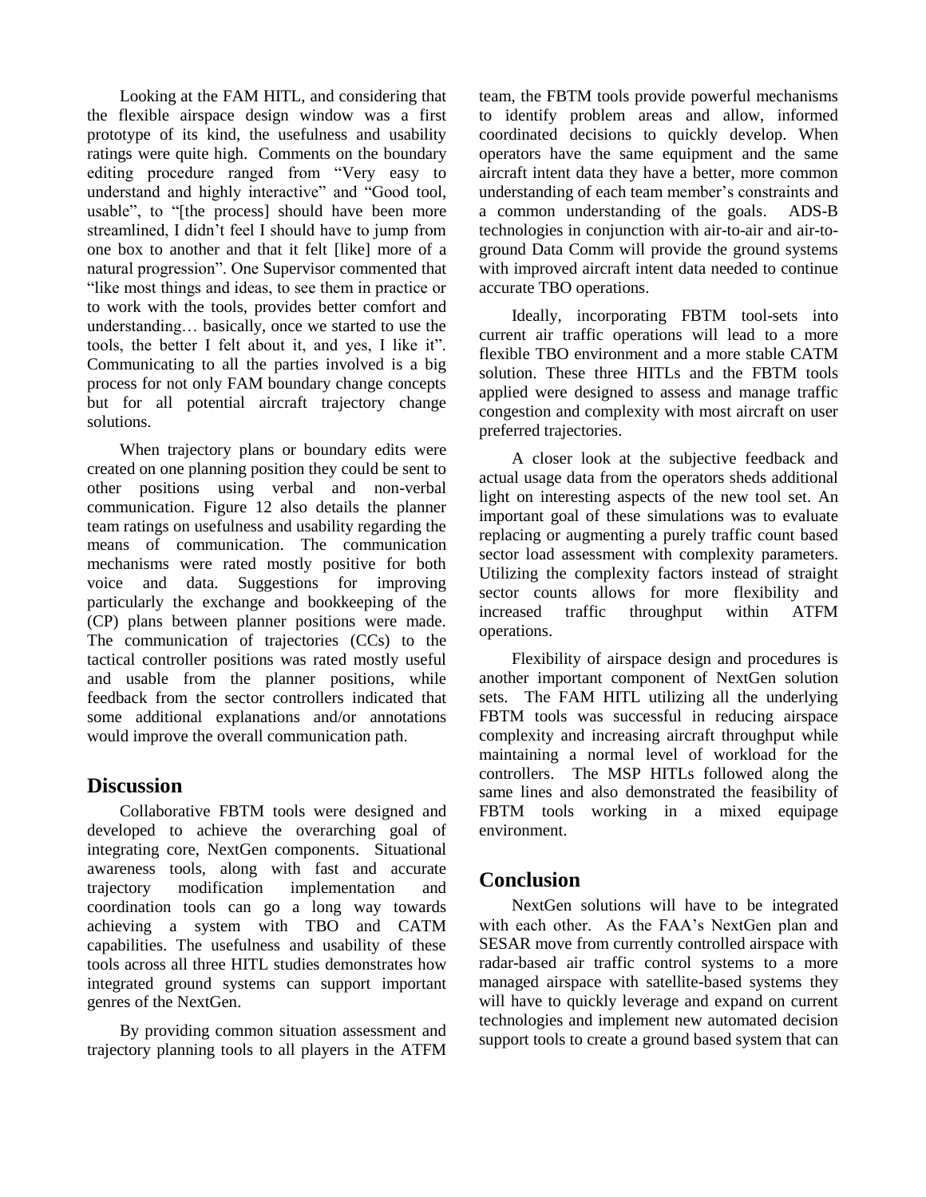Looking at the FAM HITL, and considering that the flexible airspace design window was a first prototype of its kind, the usefulness and usability ratings were quite high. Comments on the boundary editing procedure ranged from "Very easy to understand and highly interactive" and "Good tool, usable", to "[the process] should have been more streamlined, I didn't feel I should have to jump from one box to another and that it felt [like] more of a natural progression". One Supervisor commented that "like most things and ideas, to see them in practice or to work with the tools, provides better comfort and understanding… basically, once we started to use the tools, the better I felt about it, and yes, I like it". Communicating to all the parties involved is a big process for not only FAM boundary change concepts but for all potential aircraft trajectory change solutions.

When trajectory plans or boundary edits were created on one planning position they could be sent to other positions using verbal and non-verbal communication. Figure 12 also details the planner team ratings on usefulness and usability regarding the means of communication. The communication mechanisms were rated mostly positive for both voice and data. Suggestions for improving particularly the exchange and bookkeeping of the (CP) plans between planner positions were made. The communication of trajectories (CCs) to the tactical controller positions was rated mostly useful and usable from the planner positions, while feedback from the sector controllers indicated that some additional explanations and/or annotations would improve the overall communication path.

## Discussion

Collaborative FBTM tools were designed and developed to achieve the overarching goal of integrating core, NextGen components. Situational awareness tools, along with fast and accurate trajectory modification implementation and coordination tools can go a long way towards achieving a system with TBO and CATM capabilities. The usefulness and usability of these tools across all three HITL studies demonstrates how integrated ground systems can support important genres of the NextGen.

By providing common situation assessment and trajectory planning tools to all players in the ATFM team, the FBTM tools provide powerful mechanisms to identify problem areas and allow, informed coordinated decisions to quickly develop. When operators have the same equipment and the same aircraft intent data they have a better, more common understanding of each team member's constraints and a common understanding of the goals. ADS-B technologies in conjunction with air-to-air and air-to-ground Data Comm will provide the ground systems with improved aircraft intent data needed to continue accurate TBO operations.

Ideally, incorporating FBTM tool-sets into current air traffic operations will lead to a more flexible TBO environment and a more stable CATM solution. These three HITLs and the FBTM tools applied were designed to assess and manage traffic congestion and complexity with most aircraft on user preferred trajectories.

A closer look at the subjective feedback and actual usage data from the operators sheds additional light on interesting aspects of the new tool set. An important goal of these simulations was to evaluate replacing or augmenting a purely traffic count based sector load assessment with complexity parameters. Utilizing the complexity factors instead of straight sector counts allows for more flexibility and increased traffic throughput within ATFM operations.

Flexibility of airspace design and procedures is another important component of NextGen solution sets. The FAM HITL utilizing all the underlying FBTM tools was successful in reducing airspace complexity and increasing aircraft throughput while maintaining a normal level of workload for the controllers. The MSP HITLs followed along the same lines and also demonstrated the feasibility of FBTM tools working in a mixed equipage environment.

## Conclusion

NextGen solutions will have to be integrated with each other. As the FAA's NextGen plan and SESAR move from currently controlled airspace with radar-based air traffic control systems to a more managed airspace with satellite-based systems they will have to quickly leverage and expand on current technologies and implement new automated decision support tools to create a ground based system that can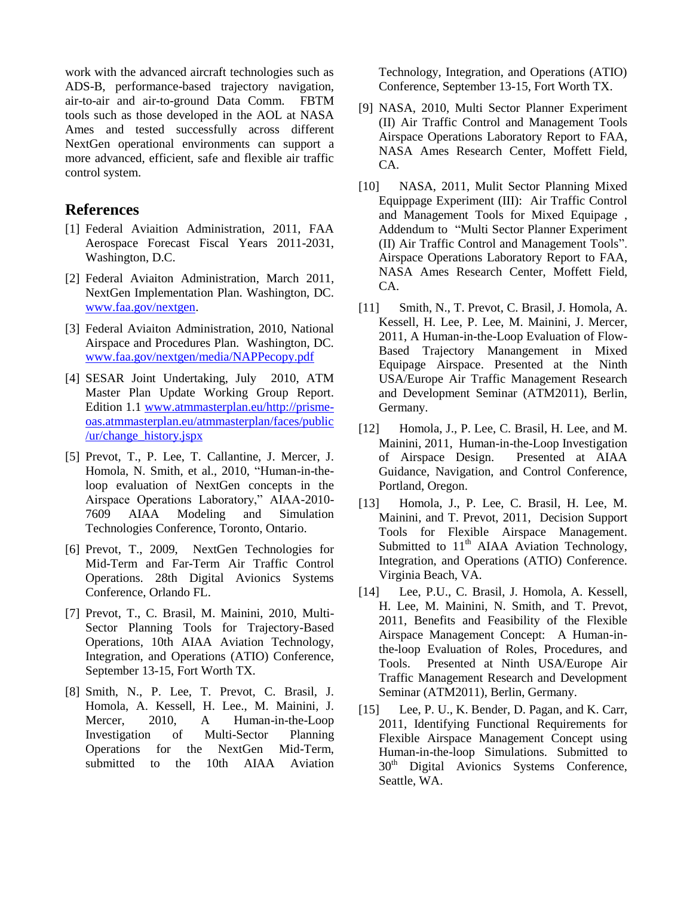work with the advanced aircraft technologies such as ADS-B, performance-based trajectory navigation, air-to-air and air-to-ground Data Comm. FBTM tools such as those developed in the AOL at NASA Ames and tested successfully across different NextGen operational environments can support a more advanced, efficient, safe and flexible air traffic control system.

## References

[1] Federal Aviaition Administration, 2011, FAA Aerospace Forecast Fiscal Years 2011-2031, Washington, D.C.

[2] Federal Aviaiton Administration, March 2011, NextGen Implementation Plan. Washington, DC. www.faa.gov/nextgen.

[3] Federal Aviaiton Administration, 2010, National Airspace and Procedures Plan. Washington, DC. www.faa.gov/nextgen/media/NAPPecopy.pdf

[4] SESAR Joint Undertaking, July 2010, ATM Master Plan Update Working Group Report. Edition 1.1 www.atmmasterplan.eu/http://prisme-oas.atmmasterplan.eu/atmmasterplan/faces/public/ur/change_history.jspx

[5] Prevot, T., P. Lee, T. Callantine, J. Mercer, J. Homola, N. Smith, et al., 2010, "Human-in-the-loop evaluation of NextGen concepts in the Airspace Operations Laboratory," AIAA-2010-7609 AIAA Modeling and Simulation Technologies Conference, Toronto, Ontario.

[6] Prevot, T., 2009, NextGen Technologies for Mid-Term and Far-Term Air Traffic Control Operations. 28th Digital Avionics Systems Conference, Orlando FL.

[7] Prevot, T., C. Brasil, M. Mainini, 2010, Multi-Sector Planning Tools for Trajectory-Based Operations, 10th AIAA Aviation Technology, Integration, and Operations (ATIO) Conference, September 13-15, Fort Worth TX.

[8] Smith, N., P. Lee, T. Prevot, C. Brasil, J. Homola, A. Kessell, H. Lee., M. Mainini, J. Mercer, 2010, A Human-in-the-Loop Investigation of Multi-Sector Planning Operations for the NextGen Mid-Term, submitted to the 10th AIAA Aviation Technology, Integration, and Operations (ATIO) Conference, September 13-15, Fort Worth TX.

[9] NASA, 2010, Multi Sector Planner Experiment (II) Air Traffic Control and Management Tools Airspace Operations Laboratory Report to FAA, NASA Ames Research Center, Moffett Field, CA.

[10] NASA, 2011, Mulit Sector Planning Mixed Equippage Experiment (III): Air Traffic Control and Management Tools for Mixed Equipage , Addendum to "Multi Sector Planner Experiment (II) Air Traffic Control and Management Tools". Airspace Operations Laboratory Report to FAA, NASA Ames Research Center, Moffett Field, CA.

[11] Smith, N., T. Prevot, C. Brasil, J. Homola, A. Kessell, H. Lee, P. Lee, M. Mainini, J. Mercer, 2011, A Human-in-the-Loop Evaluation of Flow-Based Trajectory Manangement in Mixed Equipage Airspace. Presented at the Ninth USA/Europe Air Traffic Management Research and Development Seminar (ATM2011), Berlin, Germany.

[12] Homola, J., P. Lee, C. Brasil, H. Lee, and M. Mainini, 2011, Human-in-the-Loop Investigation of Airspace Design. Presented at AIAA Guidance, Navigation, and Control Conference, Portland, Oregon.

[13] Homola, J., P. Lee, C. Brasil, H. Lee, M. Mainini, and T. Prevot, 2011, Decision Support Tools for Flexible Airspace Management. Submitted to 11th AIAA Aviation Technology, Integration, and Operations (ATIO) Conference. Virginia Beach, VA.

[14] Lee, P.U., C. Brasil, J. Homola, A. Kessell, H. Lee, M. Mainini, N. Smith, and T. Prevot, 2011, Benefits and Feasibility of the Flexible Airspace Management Concept: A Human-in-the-loop Evaluation of Roles, Procedures, and Tools. Presented at Ninth USA/Europe Air Traffic Management Research and Development Seminar (ATM2011), Berlin, Germany.

[15] Lee, P. U., K. Bender, D. Pagan, and K. Carr, 2011, Identifying Functional Requirements for Flexible Airspace Management Concept using Human-in-the-loop Simulations. Submitted to 30th Digital Avionics Systems Conference, Seattle, WA.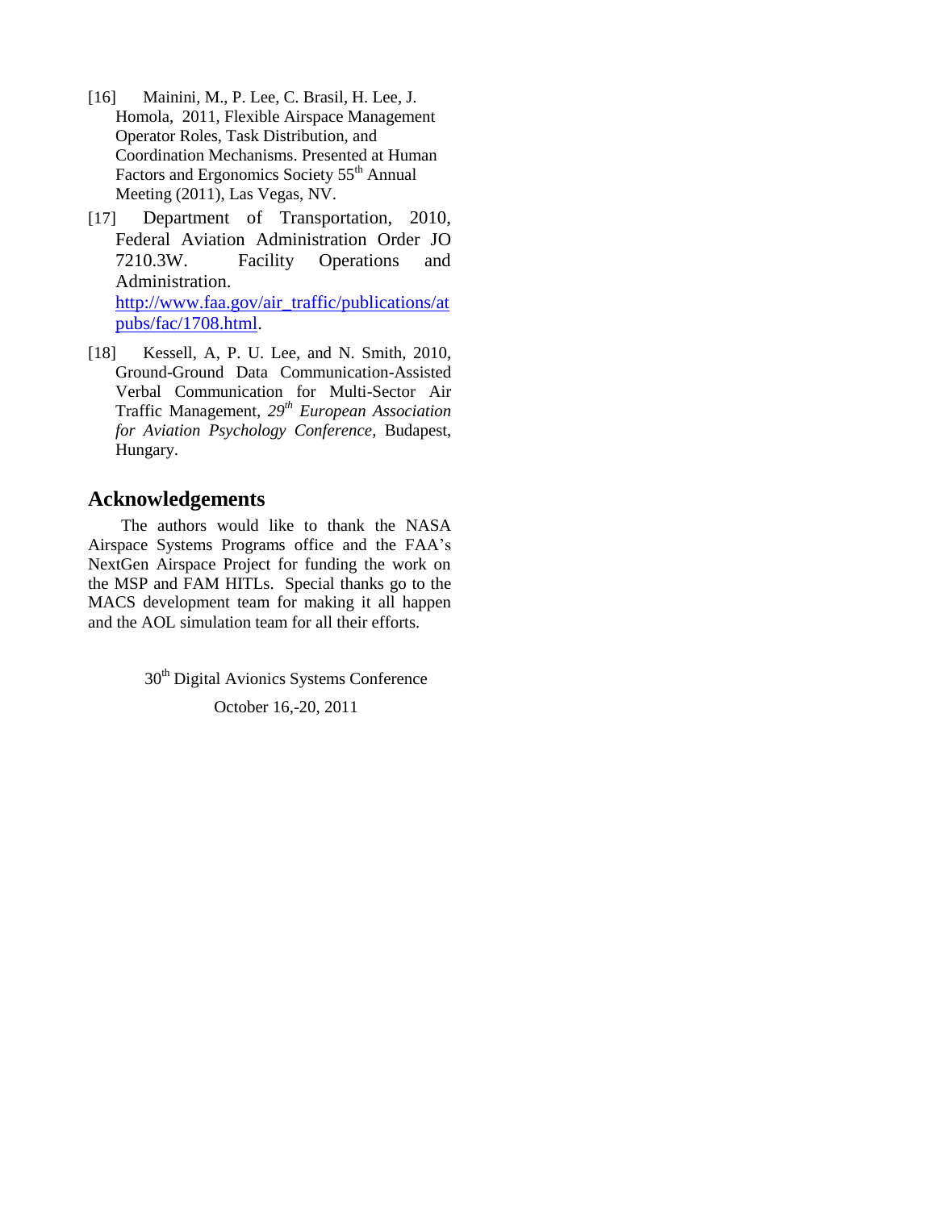[16] Mainini, M., P. Lee, C. Brasil, H. Lee, J. Homola, 2011, Flexible Airspace Management Operator Roles, Task Distribution, and Coordination Mechanisms. Presented at Human Factors and Ergonomics Society 55th Annual Meeting (2011), Las Vegas, NV.

[17] Department of Transportation, 2010, Federal Aviation Administration Order JO 7210.3W. Facility Operations and Administration. http://www.faa.gov/air_traffic/publications/atpubs/fac/1708.html.

[18] Kessell, A, P. U. Lee, and N. Smith, 2010, Ground-Ground Data Communication-Assisted Verbal Communication for Multi-Sector Air Traffic Management, *29th European Association for Aviation Psychology Conference*, Budapest, Hungary.

## Acknowledgements

The authors would like to thank the NASA Airspace Systems Programs office and the FAA's NextGen Airspace Project for funding the work on the MSP and FAM HITLs. Special thanks go to the MACS development team for making it all happen and the AOL simulation team for all their efforts.

30th Digital Avionics Systems Conference

October 16,-20, 2011